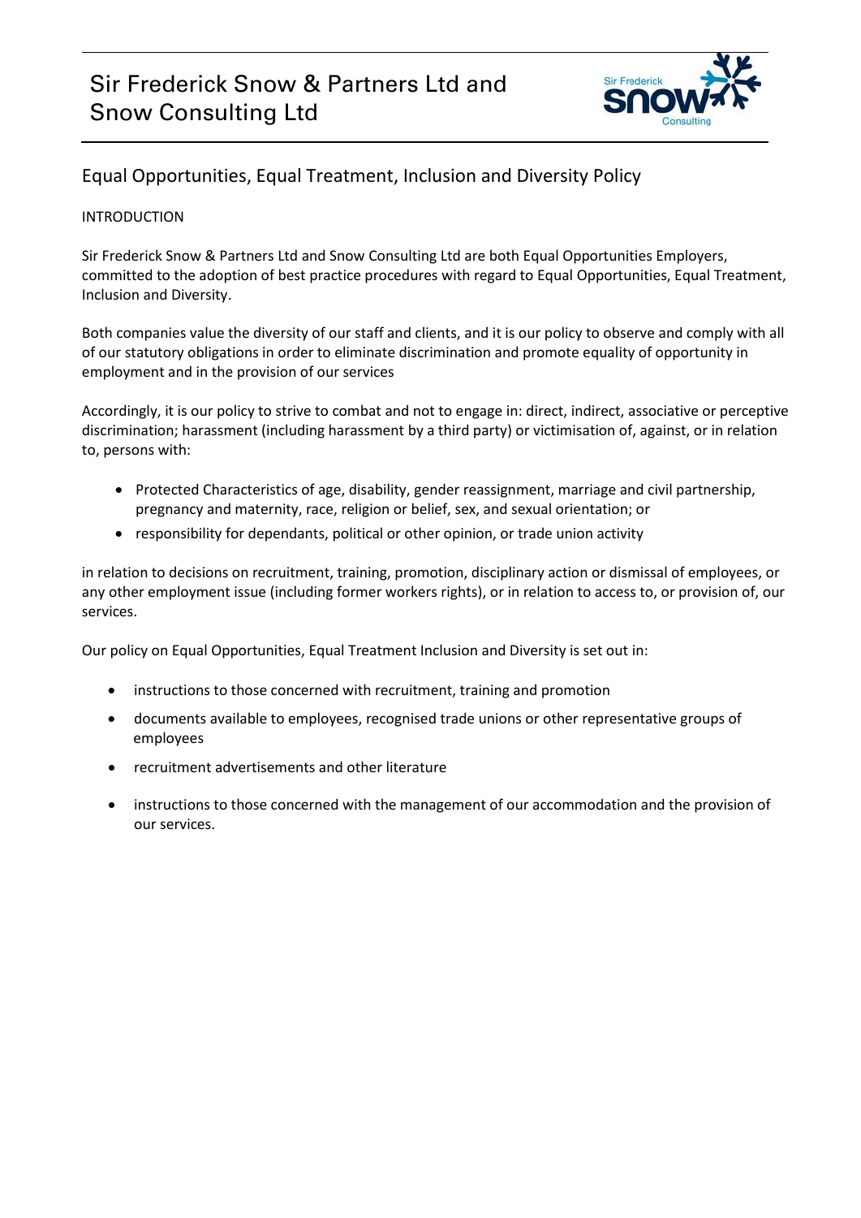# Sir Frederick Snow & Partners Ltd and Snow Consulting Ltd

## Equal Opportunities, Equal Treatment, Inclusion and Diversity Policy

### INTRODUCTION

Sir Frederick Snow & Partners Ltd and Snow Consulting Ltd are both Equal Opportunities Employers, committed to the adoption of best practice procedures with regard to Equal Opportunities, Equal Treatment, Inclusion and Diversity.

Both companies value the diversity of our staff and clients, and it is our policy to observe and comply with all of our statutory obligations in order to eliminate discrimination and promote equality of opportunity in employment and in the provision of our services

Accordingly, it is our policy to strive to combat and not to engage in: direct, indirect, associative or perceptive discrimination; harassment (including harassment by a third party) or victimisation of, against, or in relation to, persons with:

- Protected Characteristics of age, disability, gender reassignment, marriage and civil partnership, pregnancy and maternity, race, religion or belief, sex, and sexual orientation; or
- responsibility for dependants, political or other opinion, or trade union activity

in relation to decisions on recruitment, training, promotion, disciplinary action or dismissal of employees, or any other employment issue (including former workers rights), or in relation to access to, or provision of, our services.

Our policy on Equal Opportunities, Equal Treatment Inclusion and Diversity is set out in:

- instructions to those concerned with recruitment, training and promotion
- documents available to employees, recognised trade unions or other representative groups of employees
- recruitment advertisements and other literature
- instructions to those concerned with the management of our accommodation and the provision of our services.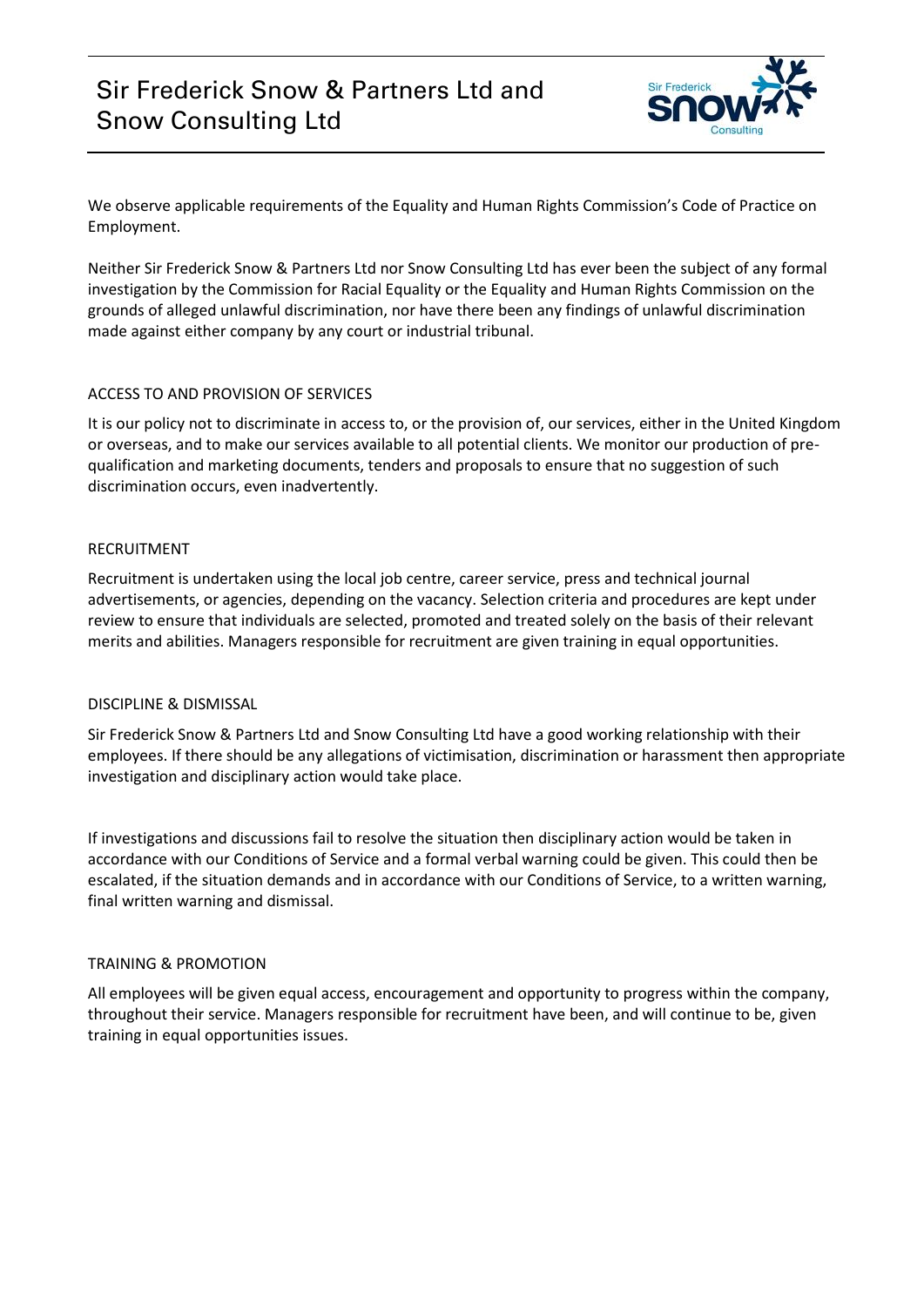We observe applicable requirements of the Equality and Human Rights Commission's Code of Practice on Employment.

Neither Sir Frederick Snow & Partners Ltd nor Snow Consulting Ltd has ever been the subject of any formal investigation by the Commission for Racial Equality or the Equality and Human Rights Commission on the grounds of alleged unlawful discrimination, nor have there been any findings of unlawful discrimination made against either company by any court or industrial tribunal.

## ACCESS TO AND PROVISION OF SERVICES

It is our policy not to discriminate in access to, or the provision of, our services, either in the United Kingdom or overseas, and to make our services available to all potential clients. We monitor our production of pre-qualification and marketing documents, tenders and proposals to ensure that no suggestion of such discrimination occurs, even inadvertently.

## RECRUITMENT

Recruitment is undertaken using the local job centre, career service, press and technical journal advertisements, or agencies, depending on the vacancy. Selection criteria and procedures are kept under review to ensure that individuals are selected, promoted and treated solely on the basis of their relevant merits and abilities. Managers responsible for recruitment are given training in equal opportunities.

## DISCIPLINE & DISMISSAL

Sir Frederick Snow & Partners Ltd and Snow Consulting Ltd have a good working relationship with their employees. If there should be any allegations of victimisation, discrimination or harassment then appropriate investigation and disciplinary action would take place.

If investigations and discussions fail to resolve the situation then disciplinary action would be taken in accordance with our Conditions of Service and a formal verbal warning could be given. This could then be escalated, if the situation demands and in accordance with our Conditions of Service, to a written warning, final written warning and dismissal.

## TRAINING & PROMOTION

All employees will be given equal access, encouragement and opportunity to progress within the company, throughout their service. Managers responsible for recruitment have been, and will continue to be, given training in equal opportunities issues.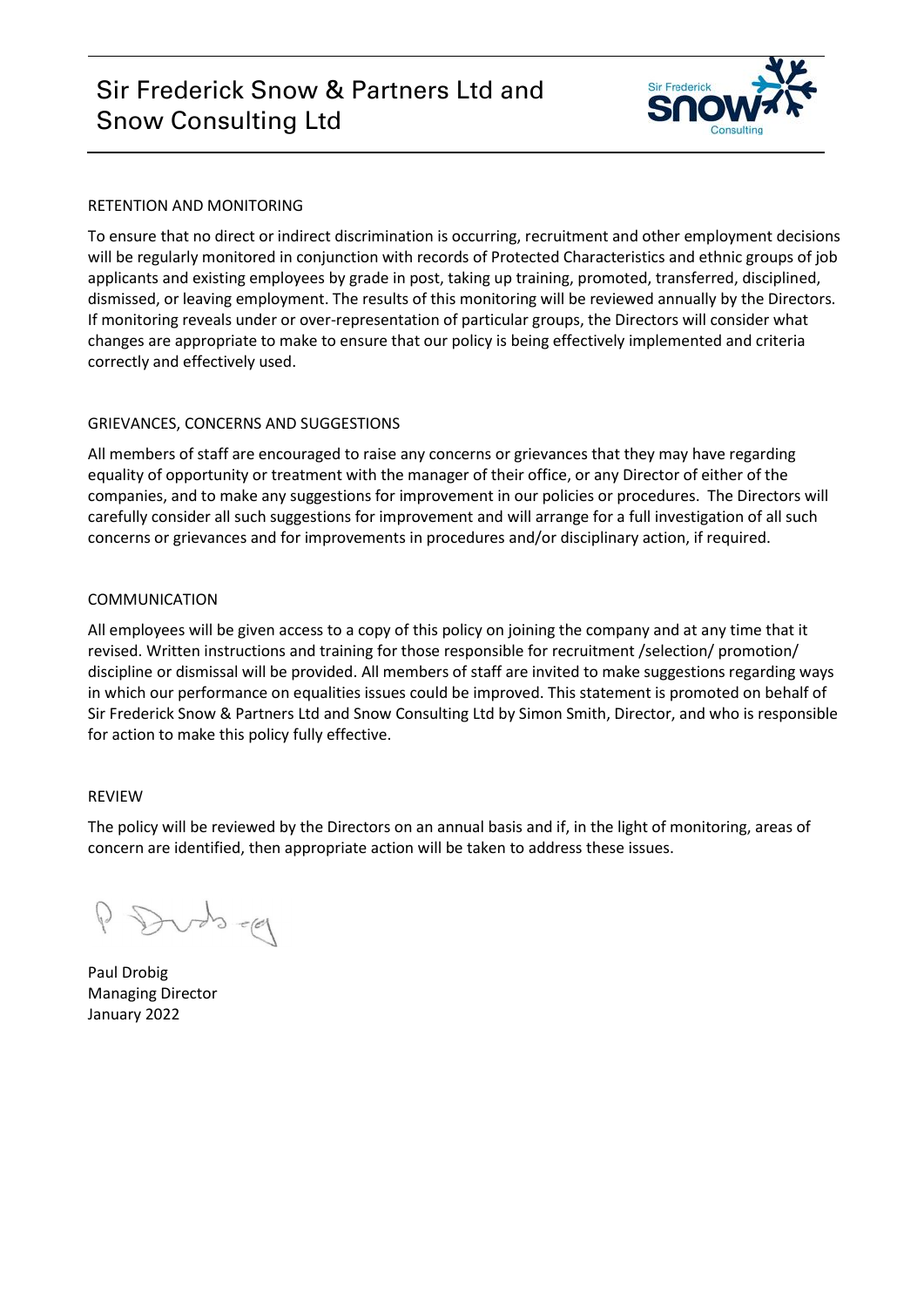## RETENTION AND MONITORING

To ensure that no direct or indirect discrimination is occurring, recruitment and other employment decisions will be regularly monitored in conjunction with records of Protected Characteristics and ethnic groups of job applicants and existing employees by grade in post, taking up training, promoted, transferred, disciplined, dismissed, or leaving employment. The results of this monitoring will be reviewed annually by the Directors. If monitoring reveals under or over-representation of particular groups, the Directors will consider what changes are appropriate to make to ensure that our policy is being effectively implemented and criteria correctly and effectively used.

## GRIEVANCES, CONCERNS AND SUGGESTIONS

All members of staff are encouraged to raise any concerns or grievances that they may have regarding equality of opportunity or treatment with the manager of their office, or any Director of either of the companies, and to make any suggestions for improvement in our policies or procedures. The Directors will carefully consider all such suggestions for improvement and will arrange for a full investigation of all such concerns or grievances and for improvements in procedures and/or disciplinary action, if required.

## COMMUNICATION

All employees will be given access to a copy of this policy on joining the company and at any time that it revised. Written instructions and training for those responsible for recruitment /selection/ promotion/ discipline or dismissal will be provided. All members of staff are invited to make suggestions regarding ways in which our performance on equalities issues could be improved. This statement is promoted on behalf of Sir Frederick Snow & Partners Ltd and Snow Consulting Ltd by Simon Smith, Director, and who is responsible for action to make this policy fully effective.

## REVIEW

The policy will be reviewed by the Directors on an annual basis and if, in the light of monitoring, areas of concern are identified, then appropriate action will be taken to address these issues.

Paul Drobig
Managing Director
January 2022